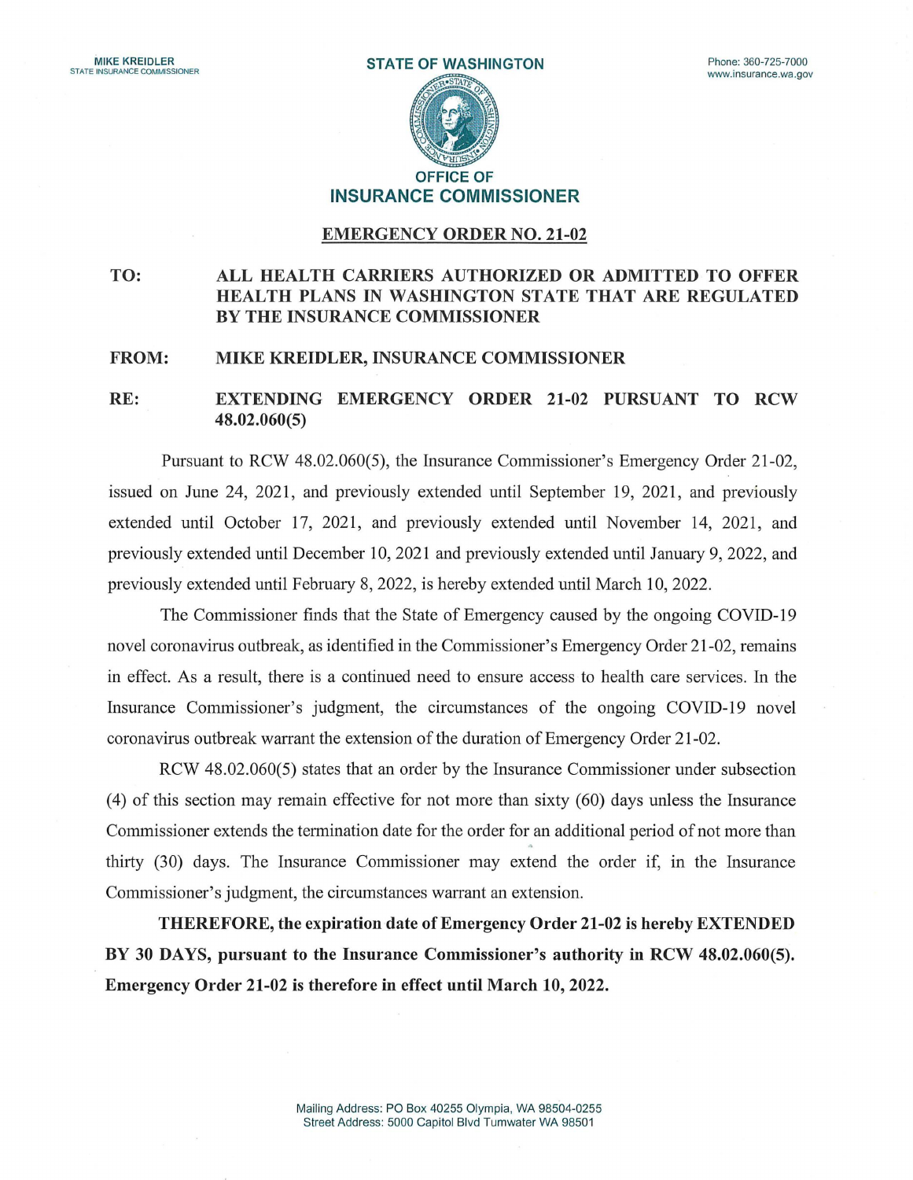MIKE KREIDLER
STATE INSURANCE COMMISSIONER

STATE OF WASHINGTON

Phone: 360-725-7000
www.insurance.wa.gov

OFFICE OF
**INSURANCE COMMISSIONER**

## EMERGENCY ORDER NO. 21-02

**TO:** ALL HEALTH CARRIERS AUTHORIZED OR ADMITTED TO OFFER HEALTH PLANS IN WASHINGTON STATE THAT ARE REGULATED BY THE INSURANCE COMMISSIONER

**FROM:** MIKE KREIDLER, INSURANCE COMMISSIONER

**RE:** EXTENDING EMERGENCY ORDER 21-02 PURSUANT TO RCW 48.02.060(5)

Pursuant to RCW 48.02.060(5), the Insurance Commissioner's Emergency Order 21-02, issued on June 24, 2021, and previously extended until September 19, 2021, and previously extended until October 17, 2021, and previously extended until November 14, 2021, and previously extended until December 10, 2021 and previously extended until January 9, 2022, and previously extended until February 8, 2022, is hereby extended until March 10, 2022.

The Commissioner finds that the State of Emergency caused by the ongoing COVID-19 novel coronavirus outbreak, as identified in the Commissioner's Emergency Order 21-02, remains in effect. As a result, there is a continued need to ensure access to health care services. In the Insurance Commissioner's judgment, the circumstances of the ongoing COVID-19 novel coronavirus outbreak warrant the extension of the duration of Emergency Order 21-02.

RCW 48.02.060(5) states that an order by the Insurance Commissioner under subsection (4) of this section may remain effective for not more than sixty (60) days unless the Insurance Commissioner extends the termination date for the order for an additional period of not more than thirty (30) days. The Insurance Commissioner may extend the order if, in the Insurance Commissioner's judgment, the circumstances warrant an extension.

**THEREFORE, the expiration date of Emergency Order 21-02 is hereby EXTENDED BY 30 DAYS, pursuant to the Insurance Commissioner's authority in RCW 48.02.060(5). Emergency Order 21-02 is therefore in effect until March 10, 2022.**

Mailing Address: PO Box 40255 Olympia, WA 98504-0255
Street Address: 5000 Capitol Blvd Tumwater WA 98501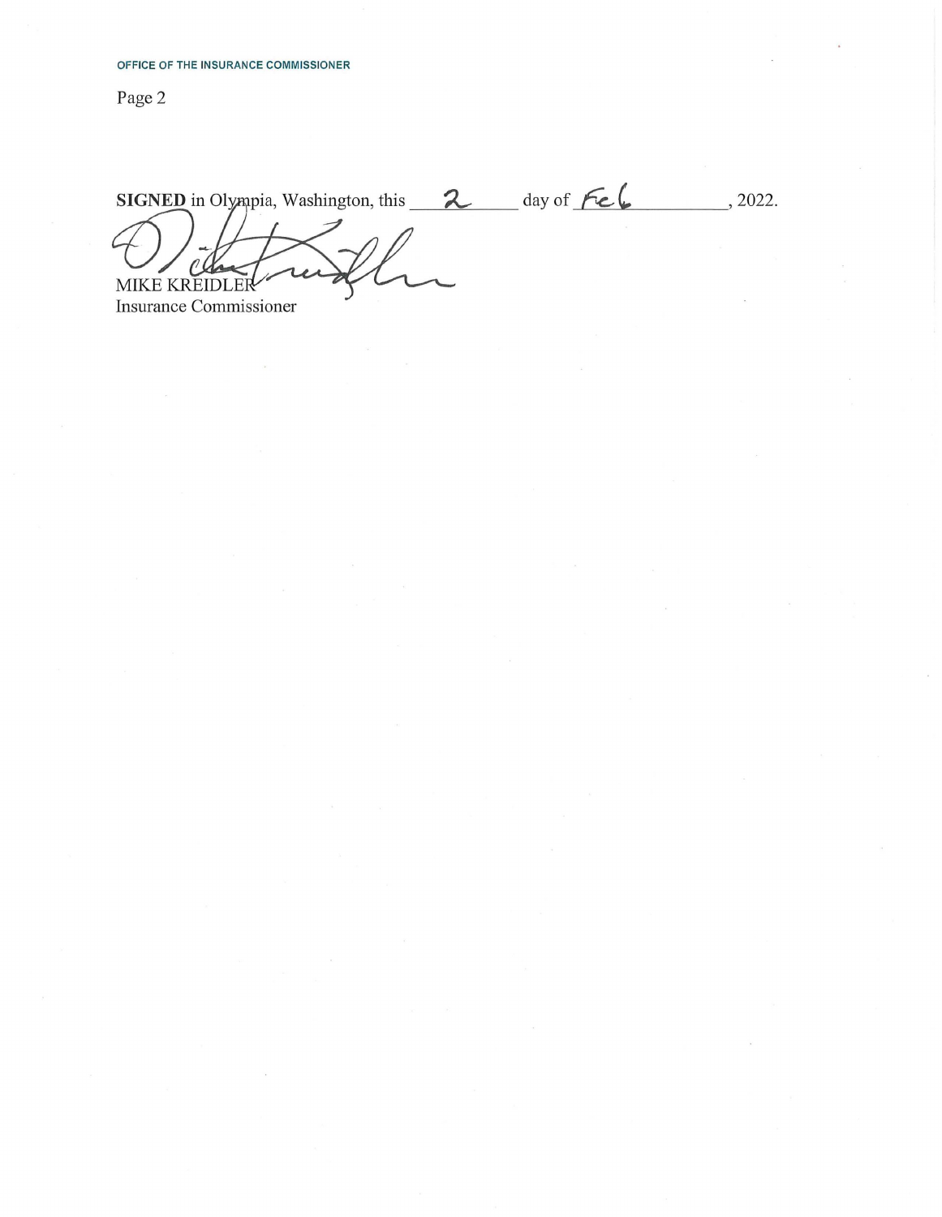**SIGNED** in Olympia, Washington, this 2 day of Feb, 2022.

MIKE KREIDLER
Insurance Commissioner